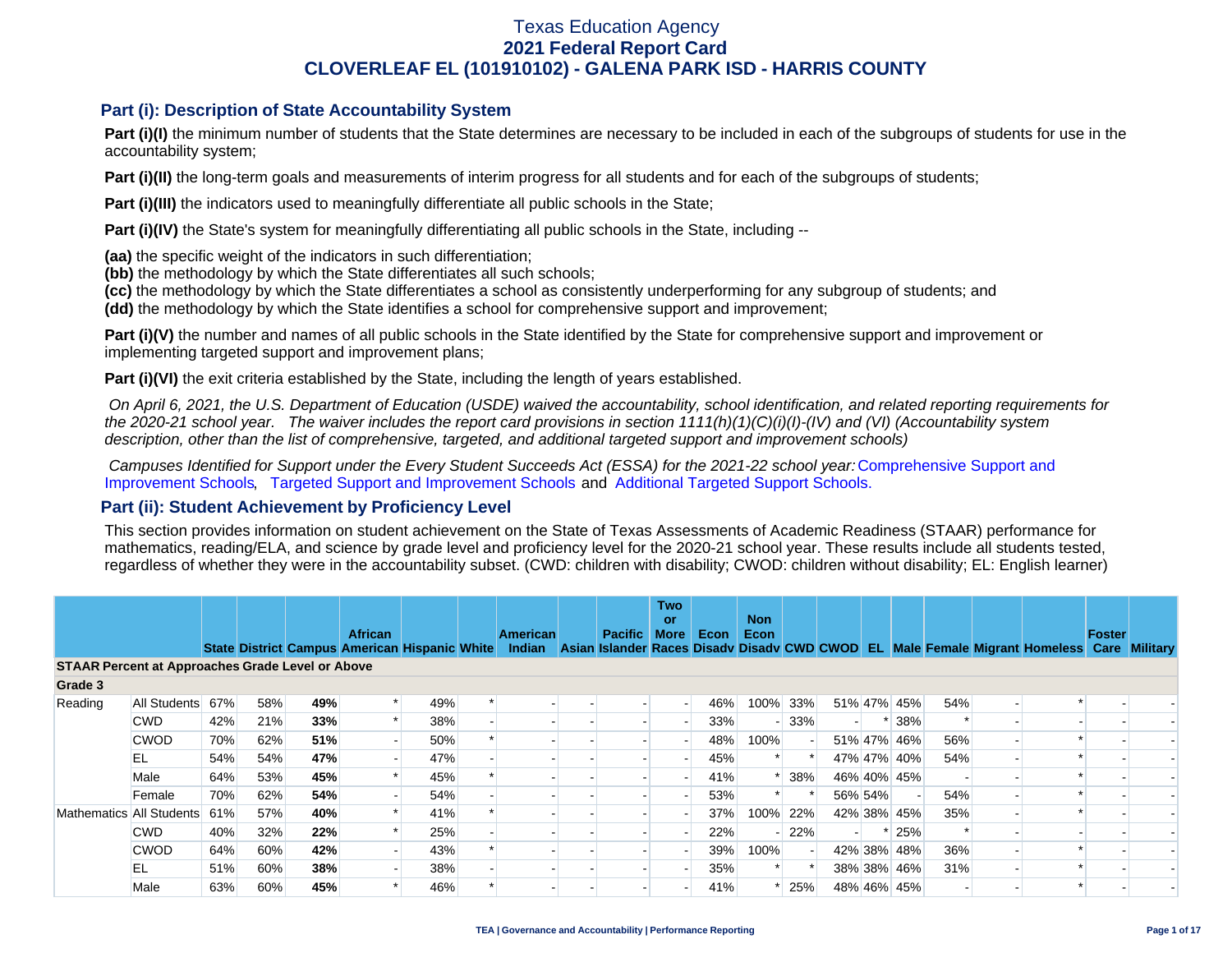# Texas Education Agency
## 2021 Federal Report Card
## CLOVERLEAF EL (101910102) - GALENA PARK ISD - HARRIS COUNTY

### Part (i): Description of State Accountability System

**Part (i)(I)** the minimum number of students that the State determines are necessary to be included in each of the subgroups of students for use in the accountability system;

**Part (i)(II)** the long-term goals and measurements of interim progress for all students and for each of the subgroups of students;

**Part (i)(III)** the indicators used to meaningfully differentiate all public schools in the State;

**Part (i)(IV)** the State's system for meaningfully differentiating all public schools in the State, including --

**(aa)** the specific weight of the indicators in such differentiation;
**(bb)** the methodology by which the State differentiates all such schools;
**(cc)** the methodology by which the State differentiates a school as consistently underperforming for any subgroup of students; and
**(dd)** the methodology by which the State identifies a school for comprehensive support and improvement;

**Part (i)(V)** the number and names of all public schools in the State identified by the State for comprehensive support and improvement or implementing targeted support and improvement plans;

**Part (i)(VI)** the exit criteria established by the State, including the length of years established.

*On April 6, 2021, the U.S. Department of Education (USDE) waived the accountability, school identification, and related reporting requirements for the 2020-21 school year. The waiver includes the report card provisions in section 1111(h)(1)(C)(i)(I)-(IV) and (VI) (Accountability system description, other than the list of comprehensive, targeted, and additional targeted support and improvement schools)*

*Campuses Identified for Support under the Every Student Succeeds Act (ESSA) for the 2021-22 school year:* Comprehensive Support and Improvement Schools, Targeted Support and Improvement Schools and Additional Targeted Support Schools.

### Part (ii): Student Achievement by Proficiency Level

This section provides information on student achievement on the State of Texas Assessments of Academic Readiness (STAAR) performance for mathematics, reading/ELA, and science by grade level and proficiency level for the 2020-21 school year. These results include all students tested, regardless of whether they were in the accountability subset. (CWD: children with disability; CWOD: children without disability; EL: English learner)

| | | State | District | Campus | African American | Hispanic | White | American Indian | Asian | Pacific Islander | Two or More Races | Econ Disadv | Non Econ Disadv | CWD | CWOD | EL | Male | Female | Migrant | Homeless | Foster Care | Military |
|---|---|---|---|---|---|---|---|---|---|---|---|---|---|---|---|---|---|---|---|---|---|---|
| **STAAR Percent at Approaches Grade Level or Above** | | | | | | | | | | | | | | | | | | | | | | |
| **Grade 3** | | | | | | | | | | | | | | | | | | | | | | |
| Reading | All Students | 67% | 58% | **49%** | * | 49% | * | - | - | - | - | 46% | 100% | 33% | 51% | 47% | 45% | 54% | - | * | - | - |
| | CWD | 42% | 21% | **33%** | * | 38% | - | - | - | - | - | 33% | - | 33% | - | * | 38% | * | - | - | - | - |
| | CWOD | 70% | 62% | **51%** | - | 50% | * | - | - | - | - | 48% | 100% | - | 51% | 47% | 46% | 56% | - | * | - | - |
| | EL | 54% | 54% | **47%** | - | 47% | - | - | - | - | - | 45% | * | * | 47% | 47% | 40% | 54% | - | * | - | - |
| | Male | 64% | 53% | **45%** | * | 45% | * | - | - | - | - | 41% | * | 38% | 46% | 40% | 45% | - | - | * | - | - |
| | Female | 70% | 62% | **54%** | - | 54% | - | - | - | - | - | 53% | * | * | 56% | 54% | - | 54% | - | * | - | - |
| Mathematics | All Students | 61% | 57% | **40%** | * | 41% | * | - | - | - | - | 37% | 100% | 22% | 42% | 38% | 45% | 35% | - | * | - | - |
| | CWD | 40% | 32% | **22%** | * | 25% | - | - | - | - | - | 22% | - | 22% | - | * | 25% | * | - | - | - | - |
| | CWOD | 64% | 60% | **42%** | - | 43% | * | - | - | - | - | 39% | 100% | - | 42% | 38% | 48% | 36% | - | * | - | - |
| | EL | 51% | 60% | **38%** | - | 38% | - | - | - | - | - | 35% | * | * | 38% | 38% | 46% | 31% | - | * | - | - |
| | Male | 63% | 60% | **45%** | * | 46% | * | - | - | - | - | 41% | * | 25% | 48% | 46% | 45% | - | - | * | - | - |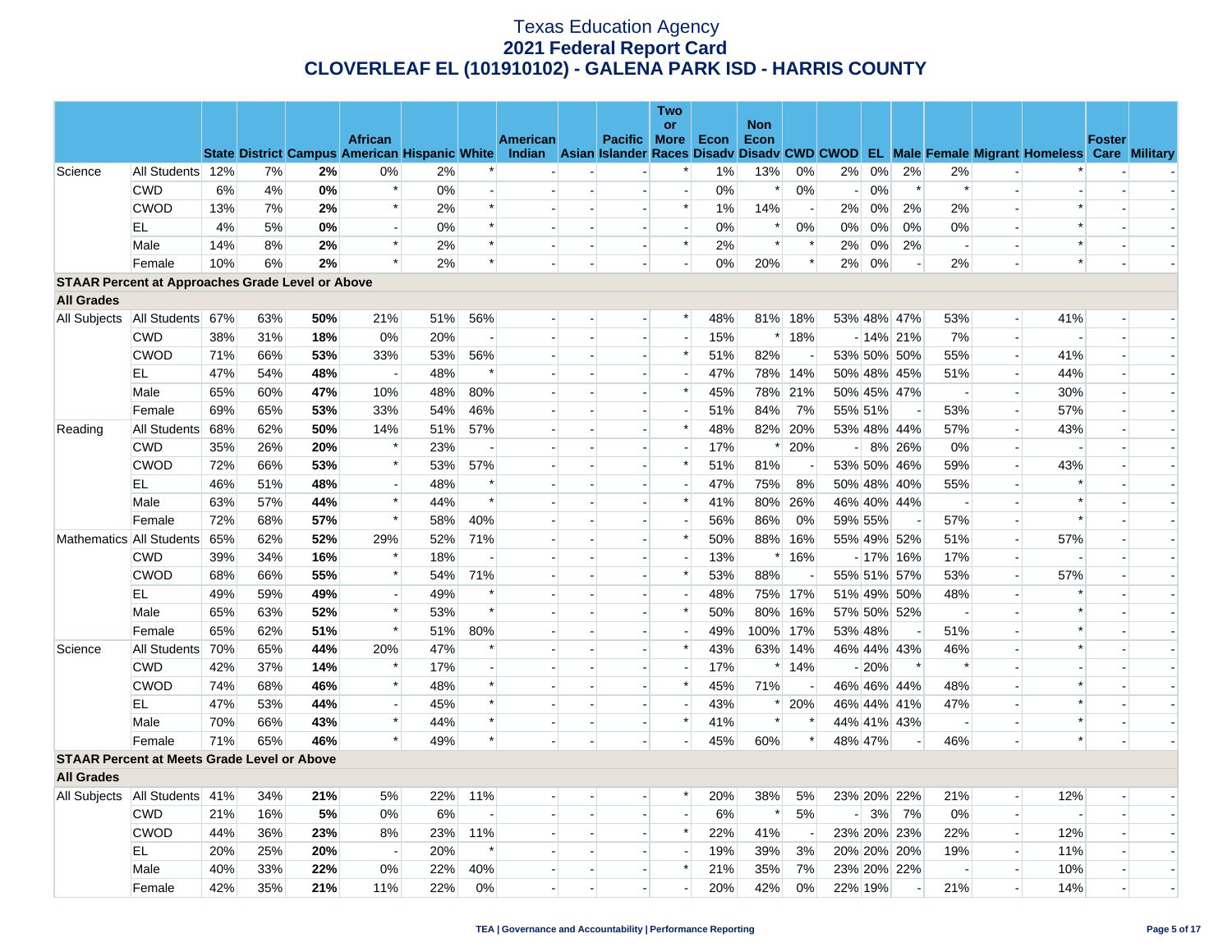# Texas Education Agency
## 2021 Federal Report Card
## CLOVERLEAF EL (101910102) - GALENA PARK ISD - HARRIS COUNTY

| | | State | District | Campus | African American | Hispanic | White | American Indian | Asian | Pacific Islander | Two or More Races | Econ Disadv | Non Econ Disadv | CWD | CWOD | EL | Male | Female | Migrant | Homeless | Foster Care | Military |
|---|---|---|---|---|---|---|---|---|---|---|---|---|---|---|---|---|---|---|---|---|---|---|
| Science | All Students | 12% | 7% | **2%** | 0% | 2% | * | - | - | - | * | 1% | 13% | 0% | 2% | 0% | 2% | 2% | - | * | - | - |
| | CWD | 6% | 4% | **0%** | * | 0% | - | - | - | - | - | 0% | * | 0% | - | 0% | * | * | - | - | - | - |
| | CWOD | 13% | 7% | **2%** | * | 2% | * | - | - | - | * | 1% | 14% | - | 2% | 0% | 2% | 2% | - | * | - | - |
| | EL | 4% | 5% | **0%** | - | 0% | * | - | - | - | - | 0% | * | 0% | 0% | 0% | 0% | 0% | - | * | - | - |
| | Male | 14% | 8% | **2%** | * | 2% | * | - | - | - | * | 2% | * | * | 2% | 0% | 2% | - | - | * | - | - |
| | Female | 10% | 6% | **2%** | * | 2% | * | - | - | - | - | 0% | 20% | * | 2% | 0% | - | 2% | - | * | - | - |
| **STAAR Percent at Approaches Grade Level or Above** | | | | | | | | | | | | | | | | | | | | | | |
| **All Grades** | | | | | | | | | | | | | | | | | | | | | | |
| All Subjects | All Students | 67% | 63% | **50%** | 21% | 51% | 56% | - | - | - | * | 48% | 81% | 18% | 53% | 48% | 47% | 53% | - | 41% | - | - |
| | CWD | 38% | 31% | **18%** | 0% | 20% | - | - | - | - | - | 15% | * | 18% | - | 14% | 21% | 7% | - | - | - | - |
| | CWOD | 71% | 66% | **53%** | 33% | 53% | 56% | - | - | - | * | 51% | 82% | - | 53% | 50% | 50% | 55% | - | 41% | - | - |
| | EL | 47% | 54% | **48%** | - | 48% | * | - | - | - | - | 47% | 78% | 14% | 50% | 48% | 45% | 51% | - | 44% | - | - |
| | Male | 65% | 60% | **47%** | 10% | 48% | 80% | - | - | - | * | 45% | 78% | 21% | 50% | 45% | 47% | - | - | 30% | - | - |
| | Female | 69% | 65% | **53%** | 33% | 54% | 46% | - | - | - | - | 51% | 84% | 7% | 55% | 51% | - | 53% | - | 57% | - | - |
| Reading | All Students | 68% | 62% | **50%** | 14% | 51% | 57% | - | - | - | * | 48% | 82% | 20% | 53% | 48% | 44% | 57% | - | 43% | - | - |
| | CWD | 35% | 26% | **20%** | * | 23% | - | - | - | - | - | 17% | * | 20% | - | 8% | 26% | 0% | - | - | - | - |
| | CWOD | 72% | 66% | **53%** | * | 53% | 57% | - | - | - | * | 51% | 81% | - | 53% | 50% | 46% | 59% | - | 43% | - | - |
| | EL | 46% | 51% | **48%** | - | 48% | * | - | - | - | - | 47% | 75% | 8% | 50% | 48% | 40% | 55% | - | * | - | - |
| | Male | 63% | 57% | **44%** | * | 44% | * | - | - | - | * | 41% | 80% | 26% | 46% | 40% | 44% | - | - | * | - | - |
| | Female | 72% | 68% | **57%** | * | 58% | 40% | - | - | - | - | 56% | 86% | 0% | 59% | 55% | - | 57% | - | * | - | - |
| Mathematics | All Students | 65% | 62% | **52%** | 29% | 52% | 71% | - | - | - | * | 50% | 88% | 16% | 55% | 49% | 52% | 51% | - | 57% | - | - |
| | CWD | 39% | 34% | **16%** | * | 18% | - | - | - | - | - | 13% | * | 16% | - | 17% | 16% | 17% | - | - | - | - |
| | CWOD | 68% | 66% | **55%** | * | 54% | 71% | - | - | - | * | 53% | 88% | - | 55% | 51% | 57% | 53% | - | 57% | - | - |
| | EL | 49% | 59% | **49%** | - | 49% | * | - | - | - | - | 48% | 75% | 17% | 51% | 49% | 50% | 48% | - | * | - | - |
| | Male | 65% | 63% | **52%** | * | 53% | * | - | - | - | * | 50% | 80% | 16% | 57% | 50% | 52% | - | - | * | - | - |
| | Female | 65% | 62% | **51%** | * | 51% | 80% | - | - | - | - | 49% | 100% | 17% | 53% | 48% | - | 51% | - | * | - | - |
| Science | All Students | 70% | 65% | **44%** | 20% | 47% | * | - | - | - | * | 43% | 63% | 14% | 46% | 44% | 43% | 46% | - | * | - | - |
| | CWD | 42% | 37% | **14%** | * | 17% | - | - | - | - | - | 17% | * | 14% | - | 20% | * | * | - | - | - | - |
| | CWOD | 74% | 68% | **46%** | * | 48% | * | - | - | - | * | 45% | 71% | - | 46% | 46% | 44% | 48% | - | * | - | - |
| | EL | 47% | 53% | **44%** | - | 45% | * | - | - | - | - | 43% | * | 20% | 46% | 44% | 41% | 47% | - | * | - | - |
| | Male | 70% | 66% | **43%** | * | 44% | * | - | - | - | * | 41% | * | * | 44% | 41% | 43% | - | - | * | - | - |
| | Female | 71% | 65% | **46%** | * | 49% | * | - | - | - | - | 45% | 60% | * | 48% | 47% | - | 46% | - | * | - | - |
| **STAAR Percent at Meets Grade Level or Above** | | | | | | | | | | | | | | | | | | | | | | |
| **All Grades** | | | | | | | | | | | | | | | | | | | | | | |
| All Subjects | All Students | 41% | 34% | **21%** | 5% | 22% | 11% | - | - | - | * | 20% | 38% | 5% | 23% | 20% | 22% | 21% | - | 12% | - | - |
| | CWD | 21% | 16% | **5%** | 0% | 6% | - | - | - | - | - | 6% | * | 5% | - | 3% | 7% | 0% | - | - | - | - |
| | CWOD | 44% | 36% | **23%** | 8% | 23% | 11% | - | - | - | * | 22% | 41% | - | 23% | 20% | 23% | 22% | - | 12% | - | - |
| | EL | 20% | 25% | **20%** | - | 20% | * | - | - | - | - | 19% | 39% | 3% | 20% | 20% | 20% | 19% | - | 11% | - | - |
| | Male | 40% | 33% | **22%** | 0% | 22% | 40% | - | - | - | * | 21% | 35% | 7% | 23% | 20% | 22% | - | - | 10% | - | - |
| | Female | 42% | 35% | **21%** | 11% | 22% | 0% | - | - | - | - | 20% | 42% | 0% | 22% | 19% | - | 21% | - | 14% | - | - |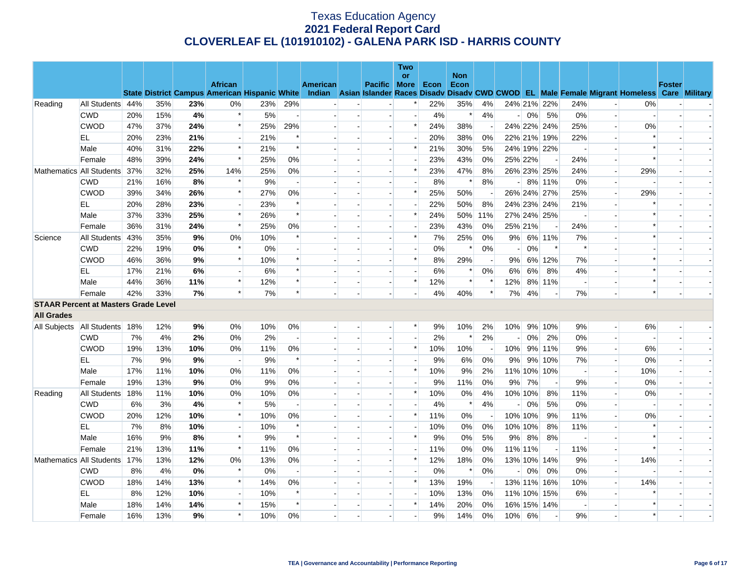# Texas Education Agency
## 2021 Federal Report Card
## CLOVERLEAF EL (101910102) - GALENA PARK ISD - HARRIS COUNTY

| | | State | District | Campus | African American | Hispanic | White | American Indian | Asian | Pacific Islander | Two or More Races | Econ Disadv | Non Econ Disadv | CWD | CWOD | EL | Male | Female | Migrant | Homeless | Foster Care | Military |
|---|---|---|---|---|---|---|---|---|---|---|---|---|---|---|---|---|---|---|---|---|---|---|
| Reading | All Students | 44% | 35% | **23%** | 0% | 23% | 29% | - | - | - | * | 22% | 35% | 4% | 24% | 21% | 22% | 24% | - | 0% | - | - |
| | CWD | 20% | 15% | **4%** | * | 5% | - | - | - | - | - | 4% | * | 4% | - | 0% | 5% | 0% | - | - | - | - |
| | CWOD | 47% | 37% | **24%** | * | 25% | 29% | - | - | - | * | 24% | 38% | - | 24% | 22% | 24% | 25% | - | 0% | - | - |
| | EL | 20% | 23% | **21%** | - | 21% | * | - | - | - | - | 20% | 38% | 0% | 22% | 21% | 19% | 22% | - | * | - | - |
| | Male | 40% | 31% | **22%** | * | 21% | * | - | - | - | * | 21% | 30% | 5% | 24% | 19% | 22% | - | - | * | - | - |
| | Female | 48% | 39% | **24%** | * | 25% | 0% | - | - | - | - | 23% | 43% | 0% | 25% | 22% | - | 24% | - | * | - | - |
| Mathematics | All Students | 37% | 32% | **25%** | 14% | 25% | 0% | - | - | - | * | 23% | 47% | 8% | 26% | 23% | 25% | 24% | - | 29% | - | - |
| | CWD | 21% | 16% | **8%** | * | 9% | - | - | - | - | - | 8% | * | 8% | - | 8% | 11% | 0% | - | - | - | - |
| | CWOD | 39% | 34% | **26%** | * | 27% | 0% | - | - | - | * | 25% | 50% | - | 26% | 24% | 27% | 25% | - | 29% | - | - |
| | EL | 20% | 28% | **23%** | - | 23% | * | - | - | - | - | 22% | 50% | 8% | 24% | 23% | 24% | 21% | - | * | - | - |
| | Male | 37% | 33% | **25%** | * | 26% | * | - | - | - | * | 24% | 50% | 11% | 27% | 24% | 25% | - | - | * | - | - |
| | Female | 36% | 31% | **24%** | * | 25% | 0% | - | - | - | - | 23% | 43% | 0% | 25% | 21% | - | 24% | - | * | - | - |
| Science | All Students | 43% | 35% | **9%** | 0% | 10% | * | - | - | - | * | 7% | 25% | 0% | 9% | 6% | 11% | 7% | - | * | - | - |
| | CWD | 22% | 19% | **0%** | * | 0% | - | - | - | - | - | 0% | * | 0% | - | 0% | * | * | - | - | - | - |
| | CWOD | 46% | 36% | **9%** | * | 10% | * | - | - | - | * | 8% | 29% | - | 9% | 6% | 12% | 7% | - | * | - | - |
| | EL | 17% | 21% | **6%** | - | 6% | * | - | - | - | - | 6% | * | 0% | 6% | 6% | 8% | 4% | - | * | - | - |
| | Male | 44% | 36% | **11%** | * | 12% | * | - | - | - | * | 12% | * | * | 12% | 8% | 11% | - | - | * | - | - |
| | Female | 42% | 33% | **7%** | * | 7% | * | - | - | - | - | 4% | 40% | * | 7% | 4% | - | 7% | - | * | - | - |
| **STAAR Percent at Masters Grade Level** | | | | | | | | | | | | | | | | | | | | | | |
| **All Grades** | | | | | | | | | | | | | | | | | | | | | | |
| All Subjects | All Students | 18% | 12% | **9%** | 0% | 10% | 0% | - | - | - | * | 9% | 10% | 2% | 10% | 9% | 10% | 9% | - | 6% | - | - |
| | CWD | 7% | 4% | **2%** | 0% | 2% | - | - | - | - | - | 2% | * | 2% | - | 0% | 2% | 0% | - | - | - | - |
| | CWOD | 19% | 13% | **10%** | 0% | 11% | 0% | - | - | - | * | 10% | 10% | - | 10% | 9% | 11% | 9% | - | 6% | - | - |
| | EL | 7% | 9% | **9%** | - | 9% | * | - | - | - | - | 9% | 6% | 0% | 9% | 9% | 10% | 7% | - | 0% | - | - |
| | Male | 17% | 11% | **10%** | 0% | 11% | 0% | - | - | - | * | 10% | 9% | 2% | 11% | 10% | 10% | - | - | 10% | - | - |
| | Female | 19% | 13% | **9%** | 0% | 9% | 0% | - | - | - | - | 9% | 11% | 0% | 9% | 7% | - | 9% | - | 0% | - | - |
| Reading | All Students | 18% | 11% | **10%** | 0% | 10% | 0% | - | - | - | * | 10% | 0% | 4% | 10% | 10% | 8% | 11% | - | 0% | - | - |
| | CWD | 6% | 3% | **4%** | * | 5% | - | - | - | - | - | 4% | * | 4% | - | 0% | 5% | 0% | - | - | - | - |
| | CWOD | 20% | 12% | **10%** | * | 10% | 0% | - | - | - | * | 11% | 0% | - | 10% | 10% | 9% | 11% | - | 0% | - | - |
| | EL | 7% | 8% | **10%** | - | 10% | * | - | - | - | - | 10% | 0% | 0% | 10% | 10% | 8% | 11% | - | * | - | - |
| | Male | 16% | 9% | **8%** | * | 9% | * | - | - | - | * | 9% | 0% | 5% | 9% | 8% | 8% | - | - | * | - | - |
| | Female | 21% | 13% | **11%** | * | 11% | 0% | - | - | - | - | 11% | 0% | 0% | 11% | 11% | - | 11% | - | * | - | - |
| Mathematics | All Students | 17% | 13% | **12%** | 0% | 13% | 0% | - | - | - | * | 12% | 18% | 0% | 13% | 10% | 14% | 9% | - | 14% | - | - |
| | CWD | 8% | 4% | **0%** | * | 0% | - | - | - | - | - | 0% | * | 0% | - | 0% | 0% | 0% | - | - | - | - |
| | CWOD | 18% | 14% | **13%** | * | 14% | 0% | - | - | - | * | 13% | 19% | - | 13% | 11% | 16% | 10% | - | 14% | - | - |
| | EL | 8% | 12% | **10%** | - | 10% | * | - | - | - | - | 10% | 13% | 0% | 11% | 10% | 15% | 6% | - | * | - | - |
| | Male | 18% | 14% | **14%** | * | 15% | * | - | - | - | * | 14% | 20% | 0% | 16% | 15% | 14% | - | - | * | - | - |
| | Female | 16% | 13% | **9%** | * | 10% | 0% | - | - | - | - | 9% | 14% | 0% | 10% | 6% | - | 9% | - | * | - | - |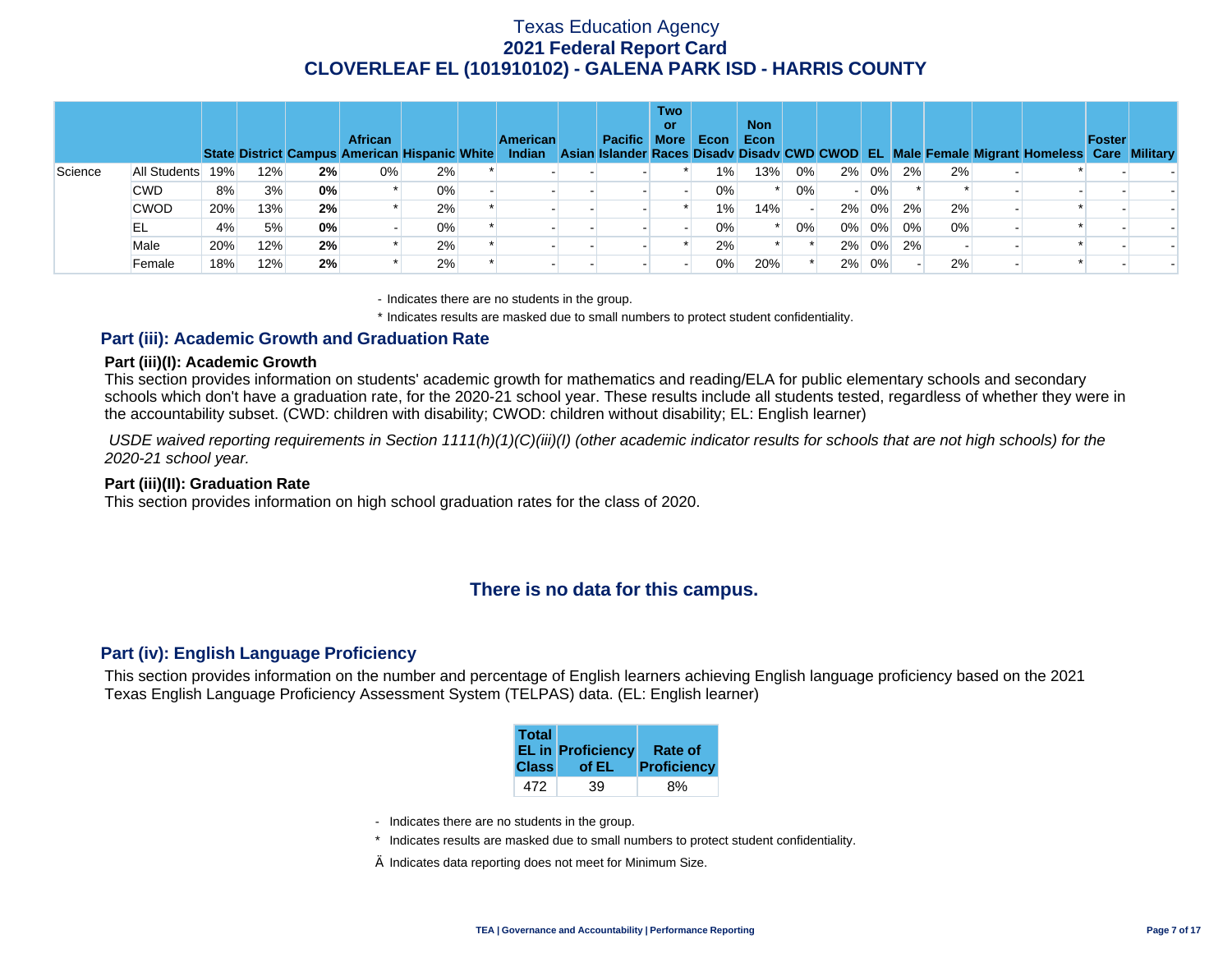# Texas Education Agency
## 2021 Federal Report Card
## CLOVERLEAF EL (101910102) - GALENA PARK ISD - HARRIS COUNTY

| | | State | District | Campus | African American | Hispanic | White | American Indian | Asian | Pacific Islander | Two or More Races | Econ Disadv | Non Econ Disadv | CWD | CWOD | EL | Male | Female | Migrant | Homeless | Foster Care | Military |
|---|---|---|---|---|---|---|---|---|---|---|---|---|---|---|---|---|---|---|---|---|---|---|
| Science | All Students | 19% | 12% | **2%** | 0% | 2% | * | - | - | - | * | 1% | 13% | 0% | 2% | 0% | 2% | 2% | - | * | - | - |
| | CWD | 8% | 3% | **0%** | * | 0% | - | - | - | - | - | 0% | * | 0% | - | 0% | * | * | - | - | - | - |
| | CWOD | 20% | 13% | **2%** | * | 2% | * | - | - | - | * | 1% | 14% | - | 2% | 0% | 2% | 2% | - | * | - | - |
| | EL | 4% | 5% | **0%** | - | 0% | * | - | - | - | - | 0% | * | 0% | 0% | 0% | 0% | 0% | - | * | - | - |
| | Male | 20% | 12% | **2%** | * | 2% | * | - | - | - | * | 2% | * | * | 2% | 0% | 2% | - | - | * | - | - |
| | Female | 18% | 12% | **2%** | * | 2% | * | - | - | - | - | 0% | 20% | * | 2% | 0% | - | 2% | - | * | - | - |

- Indicates there are no students in the group.

\* Indicates results are masked due to small numbers to protect student confidentiality.

## Part (iii): Academic Growth and Graduation Rate

### Part (iii)(I): Academic Growth

This section provides information on students' academic growth for mathematics and reading/ELA for public elementary schools and secondary schools which don't have a graduation rate, for the 2020-21 school year. These results include all students tested, regardless of whether they were in the accountability subset. (CWD: children with disability; CWOD: children without disability; EL: English learner)

*USDE waived reporting requirements in Section 1111(h)(1)(C)(iii)(I) (other academic indicator results for schools that are not high schools) for the 2020-21 school year.*

### Part (iii)(II): Graduation Rate

This section provides information on high school graduation rates for the class of 2020.

**There is no data for this campus.**

## Part (iv): English Language Proficiency

This section provides information on the number and percentage of English learners achieving English language proficiency based on the 2021 Texas English Language Proficiency Assessment System (TELPAS) data. (EL: English learner)

| Total EL in Class | Proficiency of EL | Rate of Proficiency |
|---|---|---|
| 472 | 39 | 8% |

- Indicates there are no students in the group.

\* Indicates results are masked due to small numbers to protect student confidentiality.

Ä Indicates data reporting does not meet for Minimum Size.